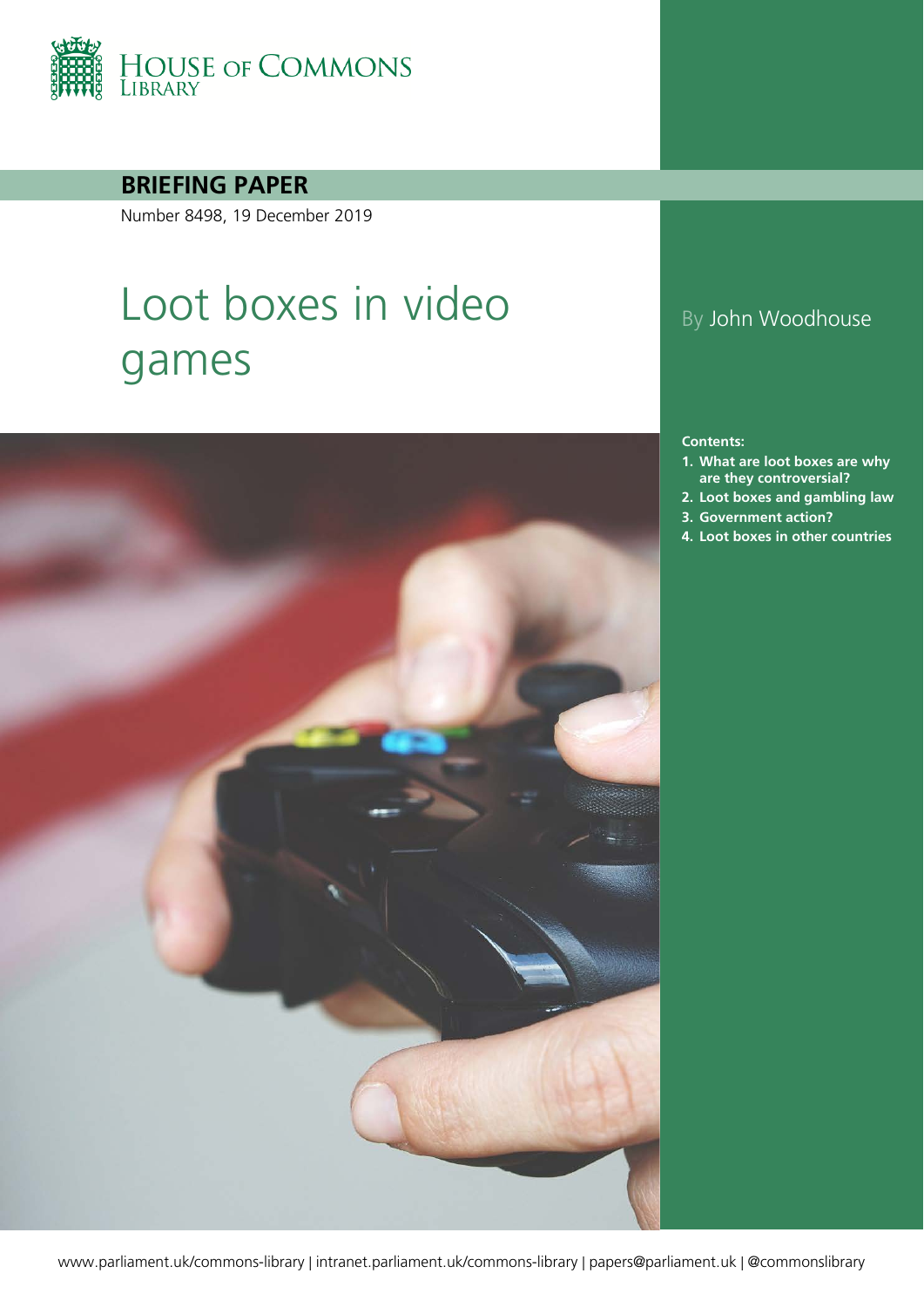HOUSE OF COMMONS LIBRARY

**BRIEFING PAPER**

Number 8498, 19 December 2019

# Loot boxes in video games

By John Woodhouse

**Contents:**

1. **What are loot boxes are why are they controversial?**
2. **Loot boxes and gambling law**
3. **Government action?**
4. **Loot boxes in other countries**

www.parliament.uk/commons-library | intranet.parliament.uk/commons-library | papers@parliament.uk | @commonslibrary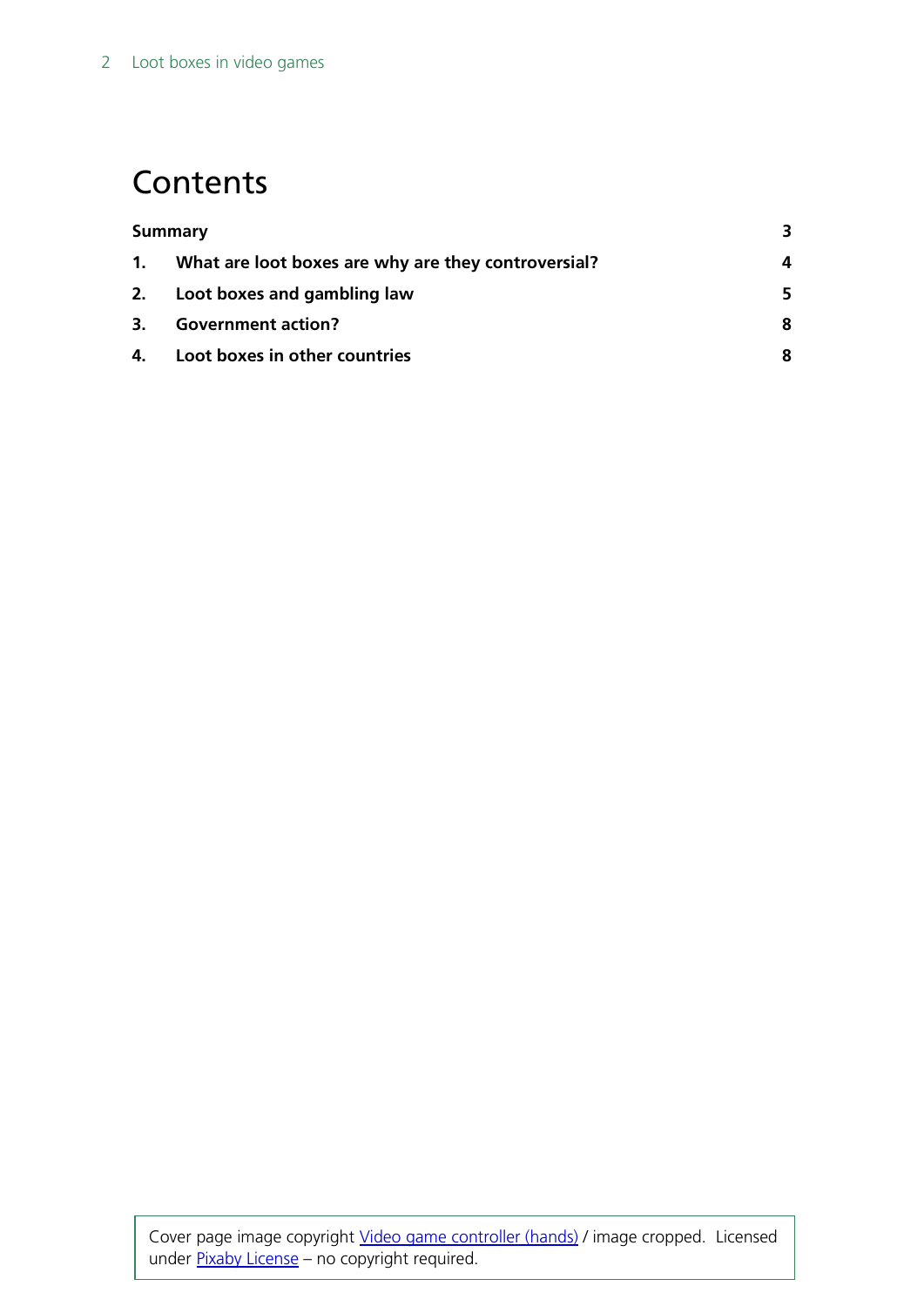# Contents

| | | |
|---|---|---|
| **Summary** | | **3** |
| **1.** | **What are loot boxes are why are they controversial?** | **4** |
| **2.** | **Loot boxes and gambling law** | **5** |
| **3.** | **Government action?** | **8** |
| **4.** | **Loot boxes in other countries** | **8** |

Cover page image copyright [Video game controller (hands)] / image cropped. Licensed under [Pixaby License] – no copyright required.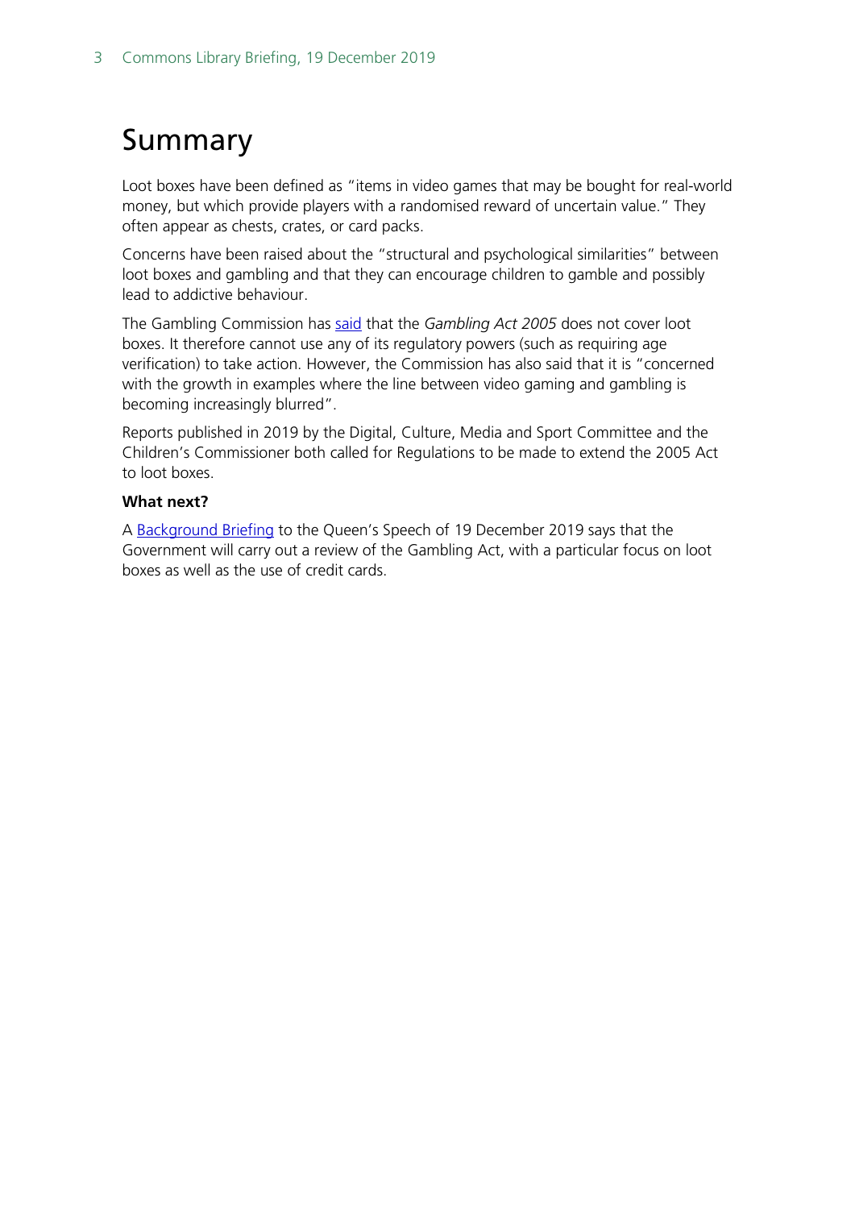# Summary

Loot boxes have been defined as "items in video games that may be bought for real-world money, but which provide players with a randomised reward of uncertain value." They often appear as chests, crates, or card packs.

Concerns have been raised about the "structural and psychological similarities" between loot boxes and gambling and that they can encourage children to gamble and possibly lead to addictive behaviour.

The Gambling Commission has said that the *Gambling Act 2005* does not cover loot boxes. It therefore cannot use any of its regulatory powers (such as requiring age verification) to take action. However, the Commission has also said that it is "concerned with the growth in examples where the line between video gaming and gambling is becoming increasingly blurred".

Reports published in 2019 by the Digital, Culture, Media and Sport Committee and the Children's Commissioner both called for Regulations to be made to extend the 2005 Act to loot boxes.

**What next?**

A Background Briefing to the Queen's Speech of 19 December 2019 says that the Government will carry out a review of the Gambling Act, with a particular focus on loot boxes as well as the use of credit cards.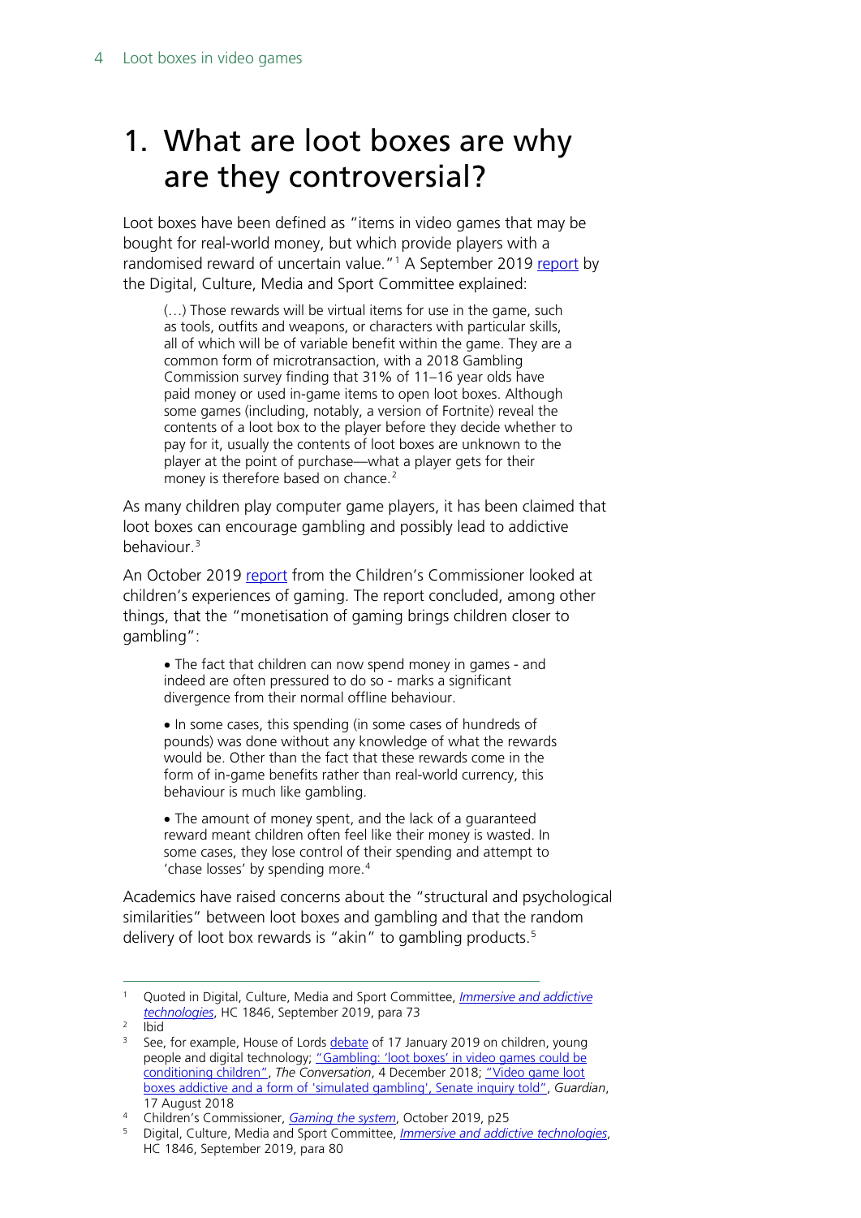# 1. What are loot boxes are why are they controversial?

Loot boxes have been defined as "items in video games that may be bought for real-world money, but which provide players with a randomised reward of uncertain value."[1] A September 2019 report by the Digital, Culture, Media and Sport Committee explained:

> (…) Those rewards will be virtual items for use in the game, such as tools, outfits and weapons, or characters with particular skills, all of which will be of variable benefit within the game. They are a common form of microtransaction, with a 2018 Gambling Commission survey finding that 31% of 11–16 year olds have paid money or used in-game items to open loot boxes. Although some games (including, notably, a version of Fortnite) reveal the contents of a loot box to the player before they decide whether to pay for it, usually the contents of loot boxes are unknown to the player at the point of purchase—what a player gets for their money is therefore based on chance.[2]

As many children play computer game players, it has been claimed that loot boxes can encourage gambling and possibly lead to addictive behaviour.[3]

An October 2019 report from the Children's Commissioner looked at children's experiences of gaming. The report concluded, among other things, that the "monetisation of gaming brings children closer to gambling":

> • The fact that children can now spend money in games - and indeed are often pressured to do so - marks a significant divergence from their normal offline behaviour.
>
> • In some cases, this spending (in some cases of hundreds of pounds) was done without any knowledge of what the rewards would be. Other than the fact that these rewards come in the form of in-game benefits rather than real-world currency, this behaviour is much like gambling.
>
> • The amount of money spent, and the lack of a guaranteed reward meant children often feel like their money is wasted. In some cases, they lose control of their spending and attempt to 'chase losses' by spending more.[4]

Academics have raised concerns about the "structural and psychological similarities" between loot boxes and gambling and that the random delivery of loot box rewards is "akin" to gambling products.[5]

---

[1] Quoted in Digital, Culture, Media and Sport Committee, *Immersive and addictive technologies*, HC 1846, September 2019, para 73

[2] Ibid

[3] See, for example, House of Lords debate of 17 January 2019 on children, young people and digital technology; "Gambling: 'loot boxes' in video games could be conditioning children", *The Conversation*, 4 December 2018; "Video game loot boxes addictive and a form of 'simulated gambling', Senate inquiry told", *Guardian*, 17 August 2018

[4] Children's Commissioner, *Gaming the system*, October 2019, p25

[5] Digital, Culture, Media and Sport Committee, *Immersive and addictive technologies*, HC 1846, September 2019, para 80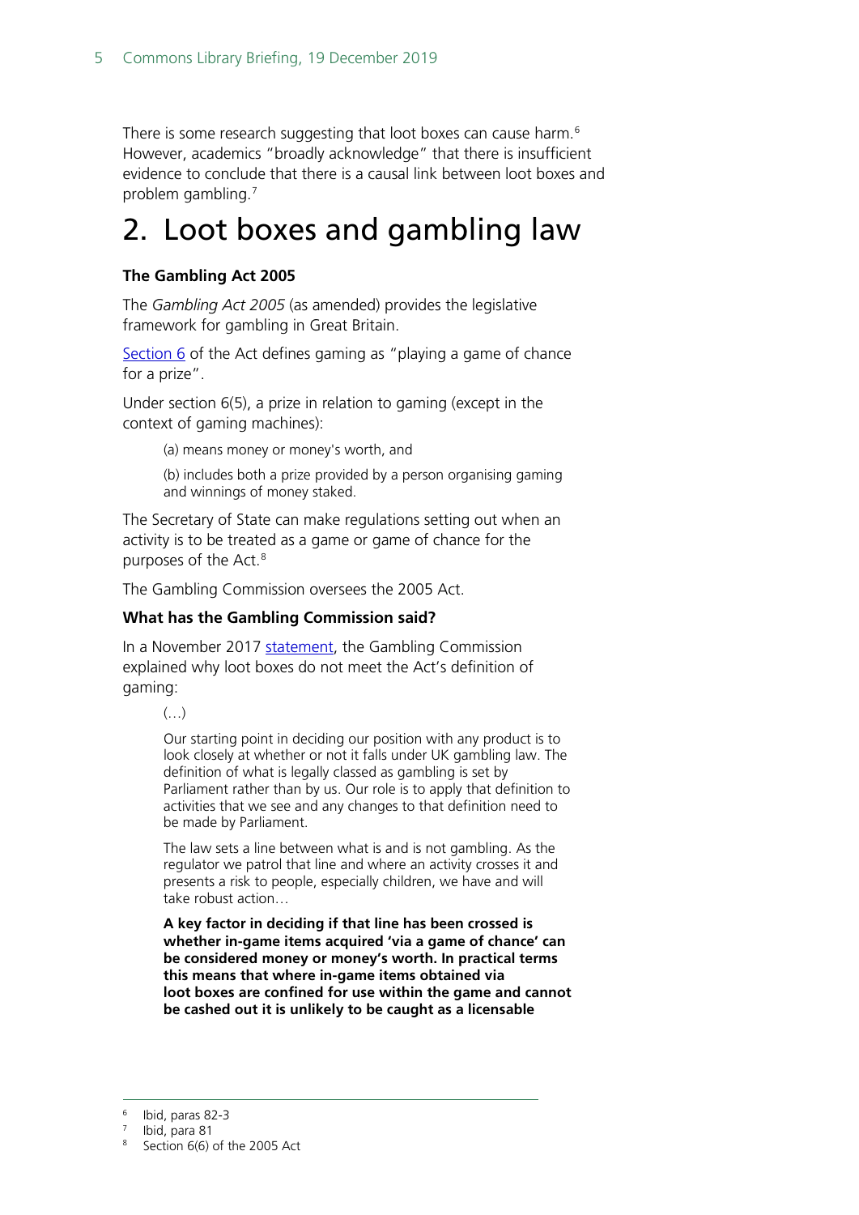There is some research suggesting that loot boxes can cause harm.[6] However, academics "broadly acknowledge" that there is insufficient evidence to conclude that there is a causal link between loot boxes and problem gambling.[7]

# 2. Loot boxes and gambling law

**The Gambling Act 2005**

The *Gambling Act 2005* (as amended) provides the legislative framework for gambling in Great Britain.

Section 6 of the Act defines gaming as "playing a game of chance for a prize".

Under section 6(5), a prize in relation to gaming (except in the context of gaming machines):

> (a) means money or money's worth, and
>
> (b) includes both a prize provided by a person organising gaming and winnings of money staked.

The Secretary of State can make regulations setting out when an activity is to be treated as a game or game of chance for the purposes of the Act.[8]

The Gambling Commission oversees the 2005 Act.

**What has the Gambling Commission said?**

In a November 2017 statement, the Gambling Commission explained why loot boxes do not meet the Act's definition of gaming:

> (…)
>
> Our starting point in deciding our position with any product is to look closely at whether or not it falls under UK gambling law. The definition of what is legally classed as gambling is set by Parliament rather than by us. Our role is to apply that definition to activities that we see and any changes to that definition need to be made by Parliament.
>
> The law sets a line between what is and is not gambling. As the regulator we patrol that line and where an activity crosses it and presents a risk to people, especially children, we have and will take robust action…
>
> **A key factor in deciding if that line has been crossed is whether in-game items acquired 'via a game of chance' can be considered money or money's worth. In practical terms this means that where in-game items obtained via loot boxes are confined for use within the game and cannot be cashed out it is unlikely to be caught as a licensable**

[6] Ibid, paras 82-3

[7] Ibid, para 81

[8] Section 6(6) of the 2005 Act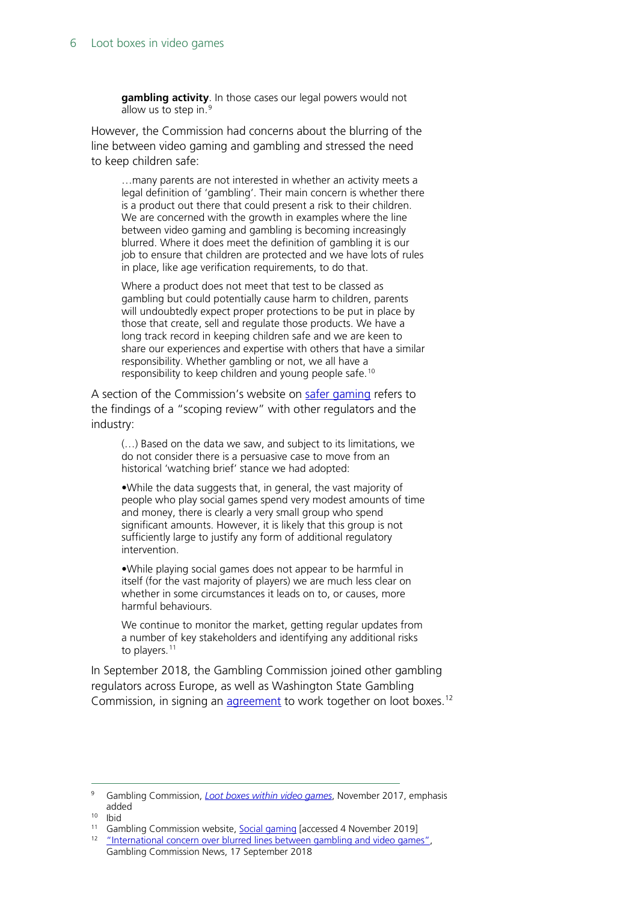> **gambling activity**. In those cases our legal powers would not allow us to step in.[9]

However, the Commission had concerns about the blurring of the line between video gaming and gambling and stressed the need to keep children safe:

> …many parents are not interested in whether an activity meets a legal definition of 'gambling'. Their main concern is whether there is a product out there that could present a risk to their children. We are concerned with the growth in examples where the line between video gaming and gambling is becoming increasingly blurred. Where it does meet the definition of gambling it is our job to ensure that children are protected and we have lots of rules in place, like age verification requirements, to do that.
>
> Where a product does not meet that test to be classed as gambling but could potentially cause harm to children, parents will undoubtedly expect proper protections to be put in place by those that create, sell and regulate those products. We have a long track record in keeping children safe and we are keen to share our experiences and expertise with others that have a similar responsibility. Whether gambling or not, we all have a responsibility to keep children and young people safe.[10]

A section of the Commission's website on safer gaming refers to the findings of a "scoping review" with other regulators and the industry:

> (…) Based on the data we saw, and subject to its limitations, we do not consider there is a persuasive case to move from an historical 'watching brief' stance we had adopted:
>
> •While the data suggests that, in general, the vast majority of people who play social games spend very modest amounts of time and money, there is clearly a very small group who spend significant amounts. However, it is likely that this group is not sufficiently large to justify any form of additional regulatory intervention.
>
> •While playing social games does not appear to be harmful in itself (for the vast majority of players) we are much less clear on whether in some circumstances it leads on to, or causes, more harmful behaviours.
>
> We continue to monitor the market, getting regular updates from a number of key stakeholders and identifying any additional risks to players.[11]

In September 2018, the Gambling Commission joined other gambling regulators across Europe, as well as Washington State Gambling Commission, in signing an agreement to work together on loot boxes.[12]

---

[9] Gambling Commission, *Loot boxes within video games*, November 2017, emphasis added

[10] Ibid

[11] Gambling Commission website, Social gaming [accessed 4 November 2019]

[12] "International concern over blurred lines between gambling and video games", Gambling Commission News, 17 September 2018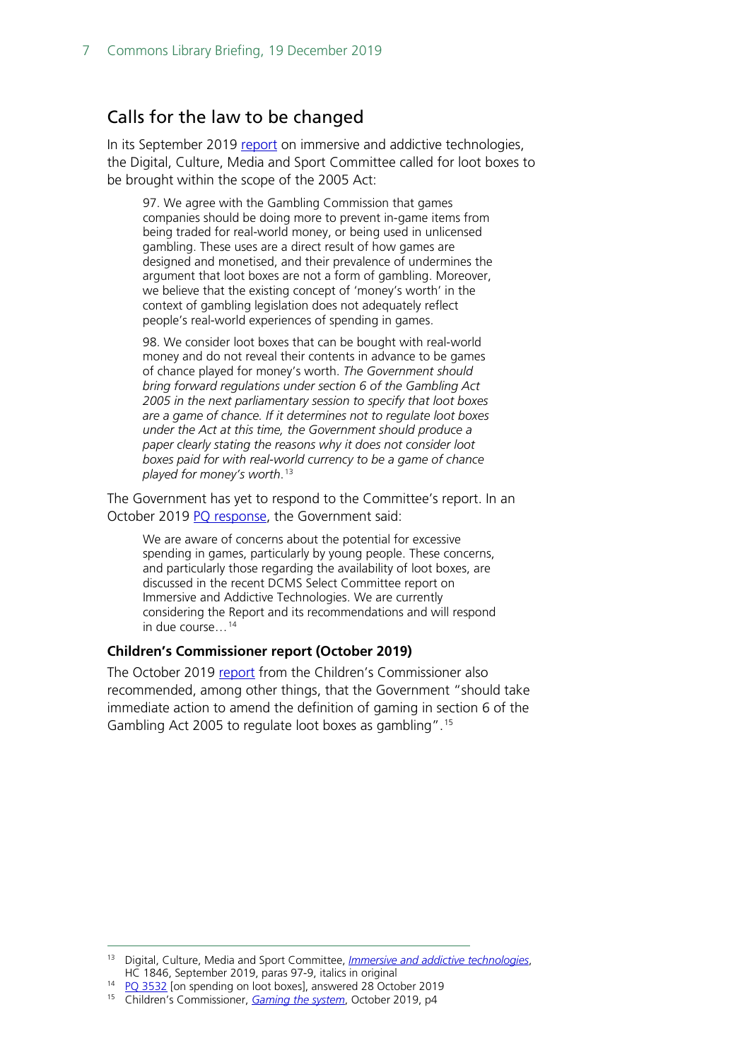## Calls for the law to be changed

In its September 2019 report on immersive and addictive technologies, the Digital, Culture, Media and Sport Committee called for loot boxes to be brought within the scope of the 2005 Act:

> 97. We agree with the Gambling Commission that games companies should be doing more to prevent in-game items from being traded for real-world money, or being used in unlicensed gambling. These uses are a direct result of how games are designed and monetised, and their prevalence of undermines the argument that loot boxes are not a form of gambling. Moreover, we believe that the existing concept of 'money's worth' in the context of gambling legislation does not adequately reflect people's real-world experiences of spending in games.
>
> 98. We consider loot boxes that can be bought with real-world money and do not reveal their contents in advance to be games of chance played for money's worth. *The Government should bring forward regulations under section 6 of the Gambling Act 2005 in the next parliamentary session to specify that loot boxes are a game of chance. If it determines not to regulate loot boxes under the Act at this time, the Government should produce a paper clearly stating the reasons why it does not consider loot boxes paid for with real-world currency to be a game of chance played for money's worth.*[13]

The Government has yet to respond to the Committee's report. In an October 2019 PQ response, the Government said:

> We are aware of concerns about the potential for excessive spending in games, particularly by young people. These concerns, and particularly those regarding the availability of loot boxes, are discussed in the recent DCMS Select Committee report on Immersive and Addictive Technologies. We are currently considering the Report and its recommendations and will respond in due course…[14]

### Children's Commissioner report (October 2019)

The October 2019 report from the Children's Commissioner also recommended, among other things, that the Government "should take immediate action to amend the definition of gaming in section 6 of the Gambling Act 2005 to regulate loot boxes as gambling".[15]

---

[13] Digital, Culture, Media and Sport Committee, *Immersive and addictive technologies*, HC 1846, September 2019, paras 97-9, italics in original

[14] PQ 3532 [on spending on loot boxes], answered 28 October 2019

[15] Children's Commissioner, *Gaming the system*, October 2019, p4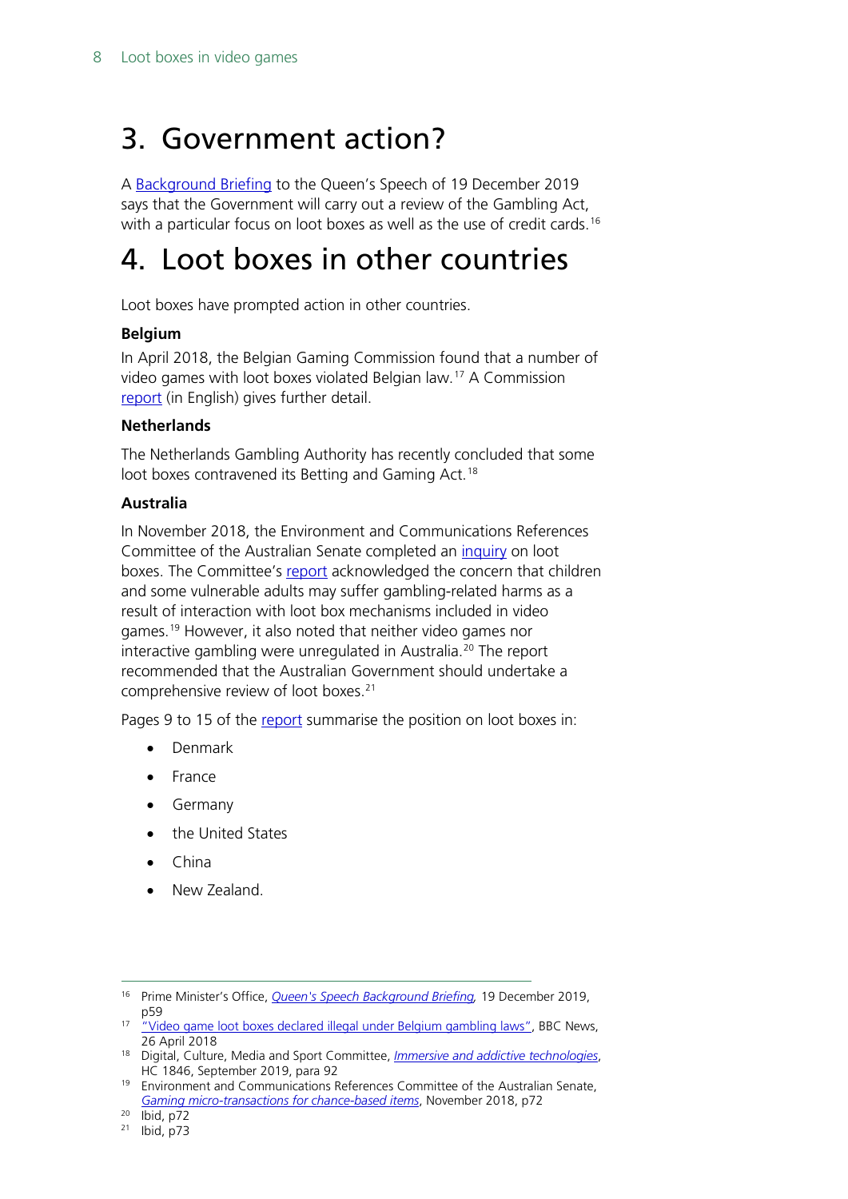# 3. Government action?

A Background Briefing to the Queen's Speech of 19 December 2019 says that the Government will carry out a review of the Gambling Act, with a particular focus on loot boxes as well as the use of credit cards.[16]

# 4. Loot boxes in other countries

Loot boxes have prompted action in other countries.

**Belgium**

In April 2018, the Belgian Gaming Commission found that a number of video games with loot boxes violated Belgian law.[17] A Commission report (in English) gives further detail.

**Netherlands**

The Netherlands Gambling Authority has recently concluded that some loot boxes contravened its Betting and Gaming Act.[18]

**Australia**

In November 2018, the Environment and Communications References Committee of the Australian Senate completed an inquiry on loot boxes. The Committee's report acknowledged the concern that children and some vulnerable adults may suffer gambling-related harms as a result of interaction with loot box mechanisms included in video games.[19] However, it also noted that neither video games nor interactive gambling were unregulated in Australia.[20] The report recommended that the Australian Government should undertake a comprehensive review of loot boxes.[21]

Pages 9 to 15 of the report summarise the position on loot boxes in:

- Denmark
- France
- Germany
- the United States
- China
- New Zealand.

---

[16] Prime Minister's Office, *Queen's Speech Background Briefing,* 19 December 2019, p59

[17] "Video game loot boxes declared illegal under Belgium gambling laws", BBC News, 26 April 2018

[18] Digital, Culture, Media and Sport Committee, *Immersive and addictive technologies*, HC 1846, September 2019, para 92

[19] Environment and Communications References Committee of the Australian Senate, *Gaming micro-transactions for chance-based items*, November 2018, p72

[20] Ibid, p72

[21] Ibid, p73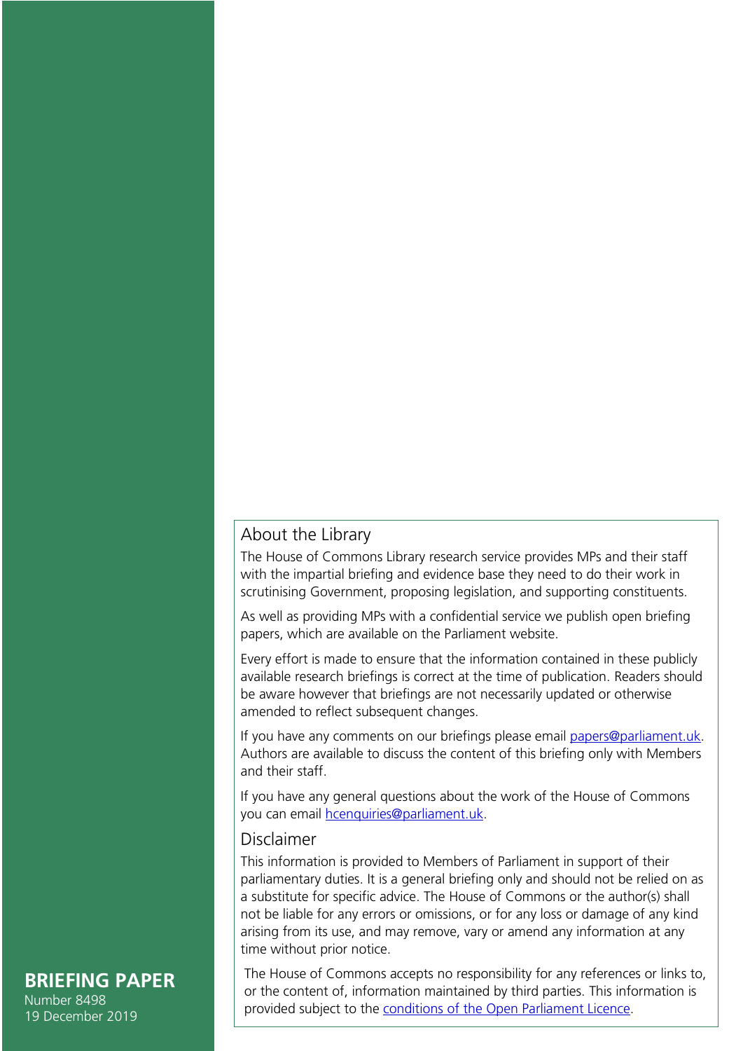## About the Library

The House of Commons Library research service provides MPs and their staff with the impartial briefing and evidence base they need to do their work in scrutinising Government, proposing legislation, and supporting constituents.

As well as providing MPs with a confidential service we publish open briefing papers, which are available on the Parliament website.

Every effort is made to ensure that the information contained in these publicly available research briefings is correct at the time of publication. Readers should be aware however that briefings are not necessarily updated or otherwise amended to reflect subsequent changes.

If you have any comments on our briefings please email papers@parliament.uk. Authors are available to discuss the content of this briefing only with Members and their staff.

If you have any general questions about the work of the House of Commons you can email hcenquiries@parliament.uk.

## Disclaimer

This information is provided to Members of Parliament in support of their parliamentary duties. It is a general briefing only and should not be relied on as a substitute for specific advice. The House of Commons or the author(s) shall not be liable for any errors or omissions, or for any loss or damage of any kind arising from its use, and may remove, vary or amend any information at any time without prior notice.

The House of Commons accepts no responsibility for any references or links to, or the content of, information maintained by third parties. This information is provided subject to the conditions of the Open Parliament Licence.

**BRIEFING PAPER**
Number 8498
19 December 2019